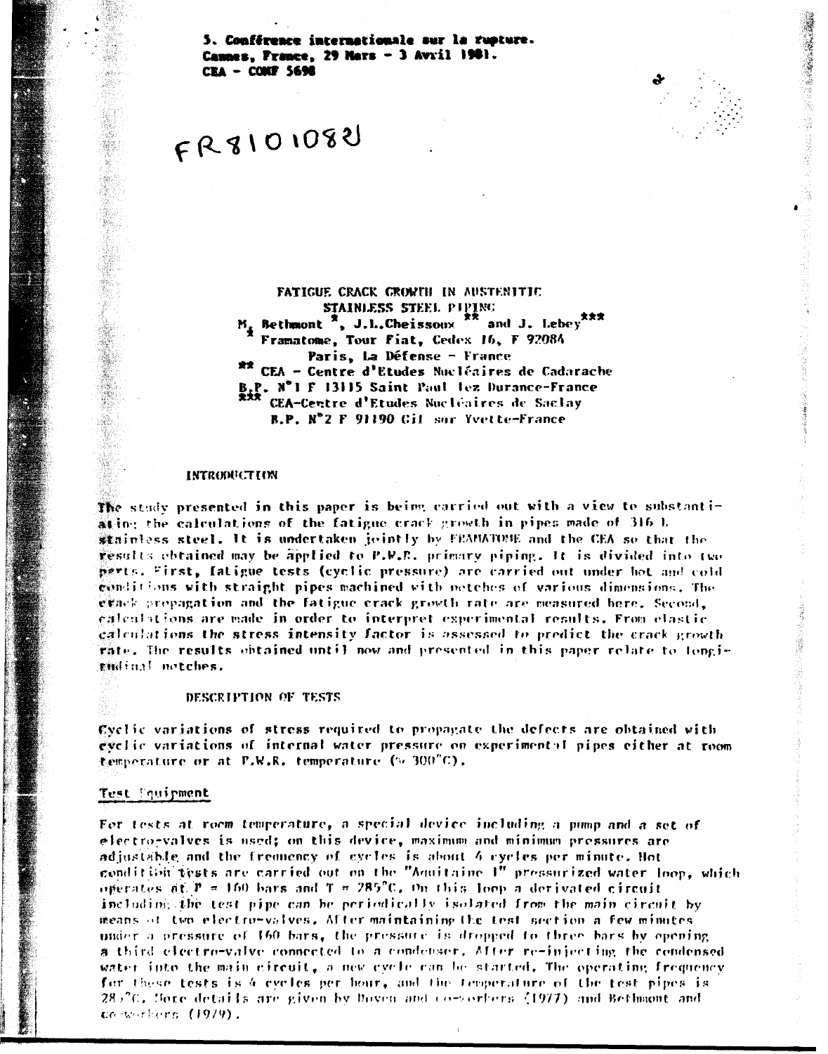5. Conférence internationale sur la rupture.
Cannes, France, 29 Mars - 3 Avril 1981.
CEA - CONF 5698

FR8101082

# FATIGUE CRACK GROWTH IN AUSTENITIC STAINLESS STEEL PIPING

M. Bethmont [*], J.L. Cheissoux [**] and J. Lebey [***]

[*] Framatome, Tour Fiat, Cedex 16, F 92084 Paris, La Défense - France

[**] CEA - Centre d'Etudes Nucléaires de Cadarache B.P. N°1 F 13115 Saint Paul lez Durance-France

[***] CEA-Centre d'Etudes Nucléaires de Saclay B.P. N°2 F 91190 Gif sur Yvette-France

## INTRODUCTION

The study presented in this paper is being carried out with a view to substantiating the calculations of the fatigue crack growth in pipes made of 316 L stainless steel. It is undertaken jointly by FRAMATOME and the CEA so that the results obtained may be applied to P.W.R. primary piping. It is divided into two parts. First, fatigue tests (cyclic pressure) are carried out under hot and cold conditions with straight pipes machined with notches of various dimensions. The crack propagation and the fatigue crack growth rate are measured here. Second, calculations are made in order to interpret experimental results. From elastic calculations the stress intensity factor is assessed to predict the crack growth rate. The results obtained until now and presented in this paper relate to longitudinal notches.

## DESCRIPTION OF TESTS

Cyclic variations of stress required to propagate the defects are obtained with cyclic variations of internal water pressure on experimental pipes either at room temperature or at P.W.R. temperature (≈ 300°C).

### Test Equipment

For tests at room temperature, a special device including a pump and a set of electro-valves is used; on this device, maximum and minimum pressures are adjustable and the frequency of cycles is about 4 cycles per minute. Hot condition tests are carried out on the "Aquitaine I" pressurized water loop, which operates at $P = 160$ bars and $T = 285°C$. On this loop a derivated circuit including the test pipe can be periodically isolated from the main circuit by means of two electro-valves. After maintaining the test section a few minutes under a pressure of 160 bars, the pressure is dropped to three bars by opening a third electro-valve connected to a condenser. After re-injecting the condensed water into the main circuit, a new cycle can be started. The operating frequency for these tests is 4 cycles per hour, and the temperature of the test pipes is 285°C. More details are given by Doven and co-workers (1977) and Bethmont and co-workers (1979).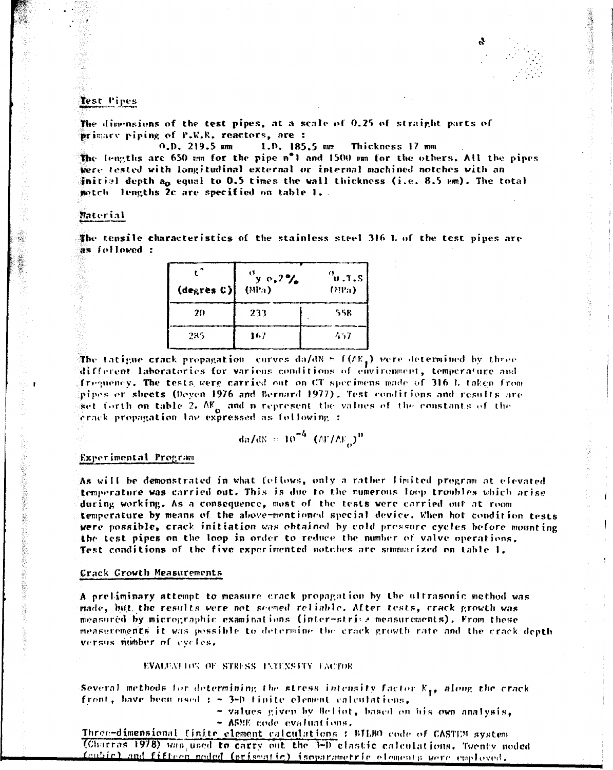## Test Pipes

The dimensions of the test pipes, at a scale of 0.25 of straight parts of primary piping of P.W.R. reactors, are :

O.D. 219.5 mm  I.D. 185.5 mm  Thickness 17 mm

The lengths are 650 mm for the pipe n°1 and 1500 mm for the others. All the pipes were tested with longitudinal external or internal machined notches with an initial depth $a_o$ equal to 0.5 times the wall thickness (i.e. 8.5 mm). The total notch lengths 2c are specified on table 1.

## Material

The tensile characteristics of the stainless steel 316 L of the test pipes are as followed :

| t° (degrès C) | $\sigma_{y\ 0,2\%}$ (MPa) | $\sigma_{U.T.S}$ (MPa) |
|---|---|---|
| 20 | 233 | 558 |
| 285 | 167 | 457 |

The fatigue crack propagation curves $da/dN = f(\Delta K_I)$ were determined by three different laboratories for various conditions of environment, temperature and frequency. The tests were carried out on CT specimens made of 316 L taken from pipes or sheets (Doyen 1976 and Bernard 1977). Test conditions and results are set forth on table 2. $\Delta K_o$ and n represent the values of the constants of the crack propagation law expressed as following :

$$da/dN = 10^{-4} (\Delta K/\Delta K_o)^n$$

## Experimental Program

As will be demonstrated in what follows, only a rather limited program at elevated temperature was carried out. This is due to the numerous loop troubles which arise during working. As a consequence, most of the tests were carried out at room temperature by means of the above-mentioned special device. When hot condition tests were possible, crack initiation was obtained by cold pressure cycles before mounting the test pipes on the loop in order to reduce the number of valve operations. Test conditions of the five experimented notches are summarized on table 1.

## Crack Growth Measurements

A preliminary attempt to measure crack propagation by the ultrasonic method was made, but the results were not seemed reliable. After tests, crack growth was measured by micrographic examinations (inter-striae measurements). From these measurements it was possible to determine the crack growth rate and the crack depth versus number of cycles.

# EVALUATION OF STRESS INTENSITY FACTOR

Several methods for determining the stress intensity factor $K_I$, along the crack front, have been used : - 3-D finite element calculations,

- values given by Heliot, based on his own analysis,
- ASME code evaluations.

Three-dimensional finite element calculations : BILBO code of CASTEM system (Charras 1978) was used to carry out the 3-D elastic calculations. Twenty noded (cubic) and fifteen noded (prismatic) isoparametric elements were employed.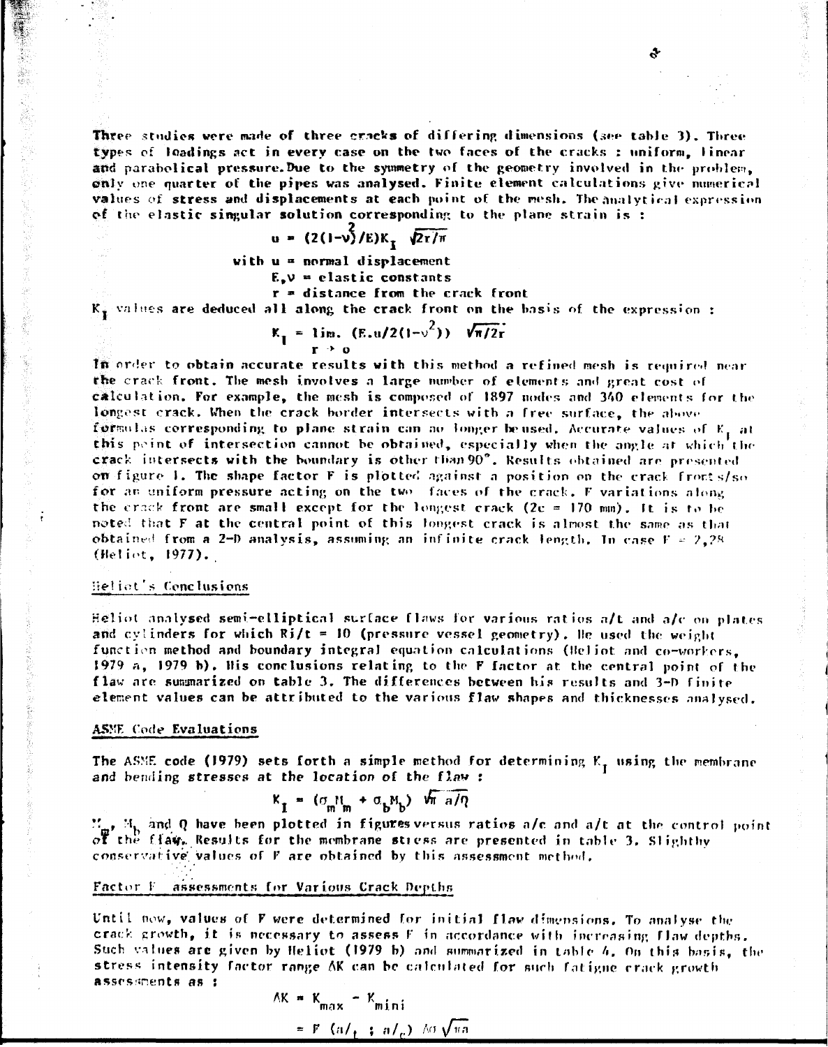Three studies were made of three cracks of differing dimensions (see table 3). Three types of loadings act in every case on the two faces of the cracks : uniform, linear and parabolical pressure. Due to the symmetry of the geometry involved in the problem, only one quarter of the pipes was analysed. Finite element calculations give numerical values of stress and displacements at each point of the mesh. The analytical expression of the elastic singular solution corresponding to the plane strain is :

$$u = (2(1-\nu^2)/E)K_I \sqrt{2r/\pi}$$

with u = normal displacement
E, $\nu$ = elastic constants
r = distance from the crack front

$K_I$ values are deduced all along the crack front on the basis of the expression :

$$K_I = \lim_{r \to 0} (E.u/2(1-\nu^2)) \sqrt{\pi/2r}$$

In order to obtain accurate results with this method a refined mesh is required near the crack front. The mesh involves a large number of elements and great cost of calculation. For example, the mesh is composed of 1897 nodes and 340 elements for the longest crack. When the crack border intersects with a free surface, the above formulas corresponding to plane strain can no longer be used. Accurate values of $K_I$ at this point of intersection cannot be obtained, especially when the angle at which the crack intersects with the boundary is other than 90°. Results obtained are presented on figure 1. The shape factor F is plotted against a position on the crack front s/so for an uniform pressure acting on the two faces of the crack. F variations along the crack front are small except for the longest crack (2c = 170 mm). It is to be noted that F at the central point of this longest crack is almost the same as that obtained from a 2-D analysis, assuming an infinite crack length. In case F = 2,28 (Heliot, 1977).

## Heliot's Conclusions

Heliot analysed semi-elliptical surface flaws for various ratios a/t and a/c on plates and cylinders for which Ri/t = 10 (pressure vessel geometry). He used the weight function method and boundary integral equation calculations (Heliot and co-workers, 1979 a, 1979 b). His conclusions relating to the F factor at the central point of the flaw are summarized on table 3. The differences between his results and 3-D finite element values can be attributed to the various flaw shapes and thicknesses analysed.

## ASME Code Evaluations

The ASME code (1979) sets forth a simple method for determining $K_I$ using the membrane and bending stresses at the location of the flaw :

$$K_I = (\sigma_m M_m + \sigma_b M_b) \sqrt{\pi\, a/Q}$$

$M_m$, $M_b$ and Q have been plotted in figures versus ratios a/c and a/t at the control point of the flaw. Results for the membrane stress are presented in table 3. Slightly conservative values of F are obtained by this assessment method.

## Factor F assessments for Various Crack Depths

Until now, values of F were determined for initial flaw dimensions. To analyse the crack growth, it is necessary to assess F in accordance with increasing flaw depths. Such values are given by Heliot (1979 b) and summarized in table 4. On this basis, the stress intensity factor range $\Delta K$ can be calculated for such fatigue crack growth assessments as :

$$\Delta K = K_{max} - K_{mini}$$

$$= F\,(a/_t\ ;\ a/_c)\ \Delta\sigma \sqrt{\pi a}$$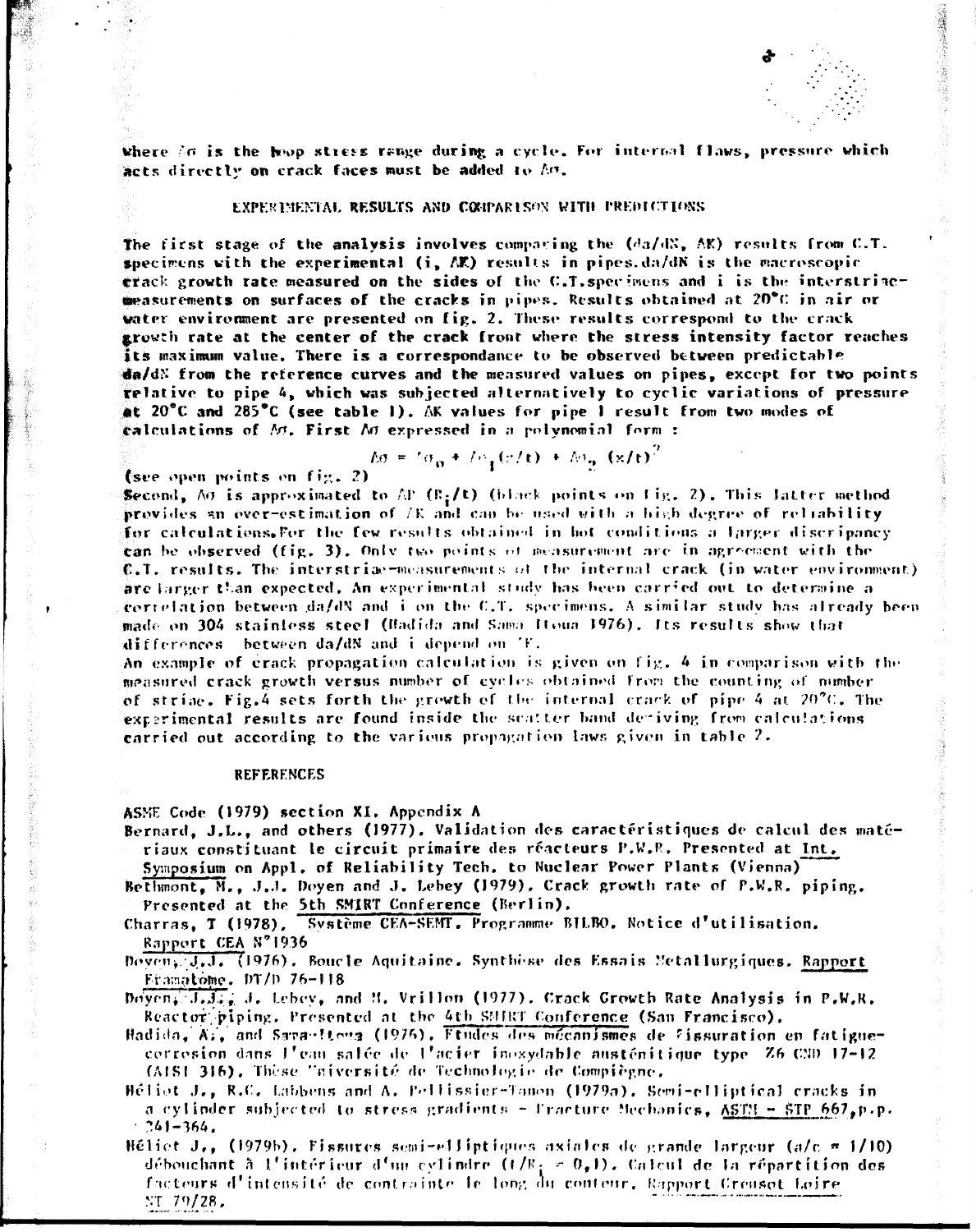where $\Delta\sigma$ is the hoop stress range during a cycle. For internal flaws, pressure which acts directly on crack faces must be added to $\Delta\sigma$.

## EXPERIMENTAL RESULTS AND COMPARISON WITH PREDICTIONS

The first stage of the analysis involves comparing the ($da/dN$, $\Delta K$) results from C.T. specimens with the experimental ($i$, $\Delta K$) results in pipes. $da/dN$ is the macroscopic crack growth rate measured on the sides of the C.T. specimens and $i$ is the interstriae-measurements on surfaces of the cracks in pipes. Results obtained at 20°C in air or water environment are presented on fig. 2. These results correspond to the crack growth rate at the center of the crack front where the stress intensity factor reaches its maximum value. There is a correspondance to be observed between predictable $da/dN$ from the reference curves and the measured values on pipes, except for two points relative to pipe 4, which was subjected alternatively to cyclic variations of pressure at 20°C and 285°C (see table 1). $\Delta K$ values for pipe 1 result from two modes of calculations of $\Delta\sigma$. First $\Delta\sigma$ expressed in a polynomial form :

$$\Delta\sigma = \Delta\sigma_0 + \Delta\sigma_1 (x/t) + \Delta\sigma_2 (x/t)^2$$

(see open points on fig. 2)

Second, $\Delta\sigma$ is approximated to $\Delta P$ ($R_i/t$) (black points on fig. 2). This latter method provides an over-estimation of $\Delta K$ and can be used with a high degree of reliability for calculations. For the few results obtained in hot conditions a larger discripancy can be observed (fig. 3). Only two points of measurement are in agreement with the C.T. results. The interstriae-measurements of the internal crack (in water environment) are larger than expected. An experimental study has been carried out to determine a correlation between $da/dN$ and $i$ on the C.T. specimens. A similar study has already been made on 304 stainless steel (Hadida and Sama Itoua 1976). Its results show that differences between $da/dN$ and $i$ depend on $\Delta K$.

An example of crack propagation calculation is given on fig. 4 in comparison with the measured crack growth versus number of cycles obtained from the counting of number of striae. Fig. 4 sets forth the growth of the internal crack of pipe 4 at 20°C. The experimental results are found inside the scatter band deriving from calculations carried out according to the various propagation laws given in table 2.

## REFERENCES

ASME Code (1979) section XI, Appendix A

Bernard, J.L., and others (1977). Validation des caractéristiques de calcul des matériaux constituant le circuit primaire des réacteurs P.W.R. Presented at Int. Symposium on Appl. of Reliability Tech. to Nuclear Power Plants (Vienna)

Bethmont, M., J.J. Doyen and J. Lebey (1979). Crack growth rate of P.W.R. piping. Presented at the 5th SMIRT Conference (Berlin).

Charras, T (1978). Système CEA-SEMT. Programme BILBO. Notice d'utilisation. Rapport CEA N°1936

Doyen, J.J. (1976). Boucle Aquitaine. Synthèse des Essais Métallurgiques. Rapport Framatome. DT/D 76-118

Doyen, J.J., J. Lebey, and M. Vrillon (1977). Crack Growth Rate Analysis in P.W.R. Reactor piping. Presented at the 4th SMIRT Conference (San Francisco).

Hadida, A., and Sama-Itoua (1976). Etudes des mécanismes de fissuration en fatigue-corrosion dans l'eau salée de l'acier inoxydable austénitique type Z6 CND 17-12 (AISI 316). Thèse Université de Technologie de Compiègne.

Héliot J., R.C. Labbens and A. Pellissier-Tanon (1979a). Semi-elliptical cracks in a cylinder subjected to stress gradients - Fracture Mechanics, ASTM - STP 667, p.p. 341-364.

Héliot J., (1979b). Fissures semi-elliptiques axiales de grande largeur ($a/c$ = 1/10) débouchant à l'intérieur d'un cylindre ($t/R_i$ = 0,1). Calcul de la répartition des facteurs d'intensité de contrainte le long du contour. Rapport Creusot Loire NT 79/28.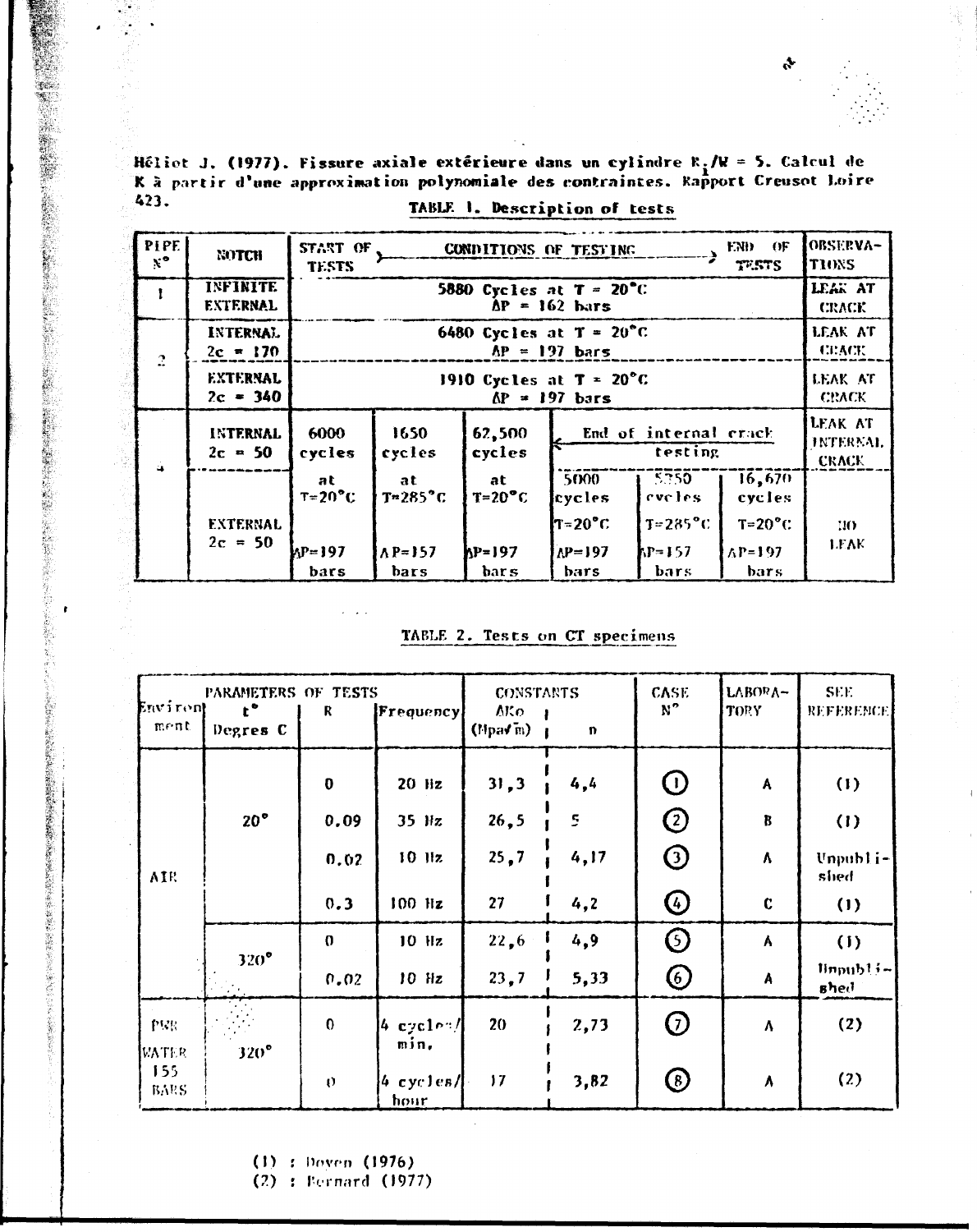Héliot J. (1977). Fissure axiale extérieure dans un cylindre $R_i/W = 5$. Calcul de K à partir d'une approximation polynomiale des contraintes. Rapport Creusot Loire 423.

**TABLE 1. Description of tests**

| PIPE N° | NOTCH | START OF TESTS → CONDITIONS OF TESTING → END OF TESTS | | | | | | OBSERVATIONS |
|---|---|---|---|---|---|---|---|---|
| 1 | INFINITE EXTERNAL | 5880 Cycles at T = 20°C $\Delta P$ = 162 bars | | | | | | LEAK AT CRACK |
| 2 | INTERNAL 2c = 170 | 6480 Cycles at T = 20°C $\Delta P$ = 197 bars | | | | | | LEAK AT CRACK |
| | EXTERNAL 2c = 340 | 1910 Cycles at T = 20°C $\Delta P$ = 197 bars | | | | | | LEAK AT CRACK |
| 4 | INTERNAL 2c = 50 | 6000 cycles | 1650 cycles | 62,500 cycles | ← End of internal crack testing | | | LEAK AT INTERNAL CRACK |
| | EXTERNAL 2c = 50 | at T=20°C $\Delta P$=197 bars | at T=285°C $\Delta P$=157 bars | at T=20°C $\Delta P$=197 bars | 5000 cycles T=20°C $\Delta P$=197 bars | 5350 cycles T=285°C $\Delta P$=157 bars | 16,670 cycles T=20°C $\Delta P$=197 bars | NO LEAK |

**TABLE 2. Tests on CT specimens**

| PARAMETERS OF TESTS | | | | CONSTANTS | | CASE N° | LABORATORY | SEE REFERENCE |
|---|---|---|---|---|---|---|---|---|
| Environment | t° Degres C | R | Frequency | $\Delta K_o$ (Mpa$\sqrt{m}$) | n | | | |
| AIR | 20° | 0 | 20 Hz | 31,3 | 4,4 | 1 | A | (1) |
| | | 0.09 | 35 Hz | 26,5 | 5 | 2 | B | (1) |
| | | 0.02 | 10 Hz | 25,7 | 4,17 | 3 | A | Unpublished |
| | | 0.3 | 100 Hz | 27 | 4,2 | 4 | C | (1) |
| | 320° | 0 | 10 Hz | 22,6 | 4,9 | 5 | A | (1) |
| | | 0.02 | 10 Hz | 23,7 | 5,33 | 6 | A | Unpublished |
| PWR WATER 155 BARS | 320° | 0 | 4 cycles/min. | 20 | 2,73 | 7 | A | (2) |
| | | 0 | 4 cycles/hour | 17 | 3,82 | 8 | A | (2) |

(1) : Doyen (1976)
(2) : Bernard (1977)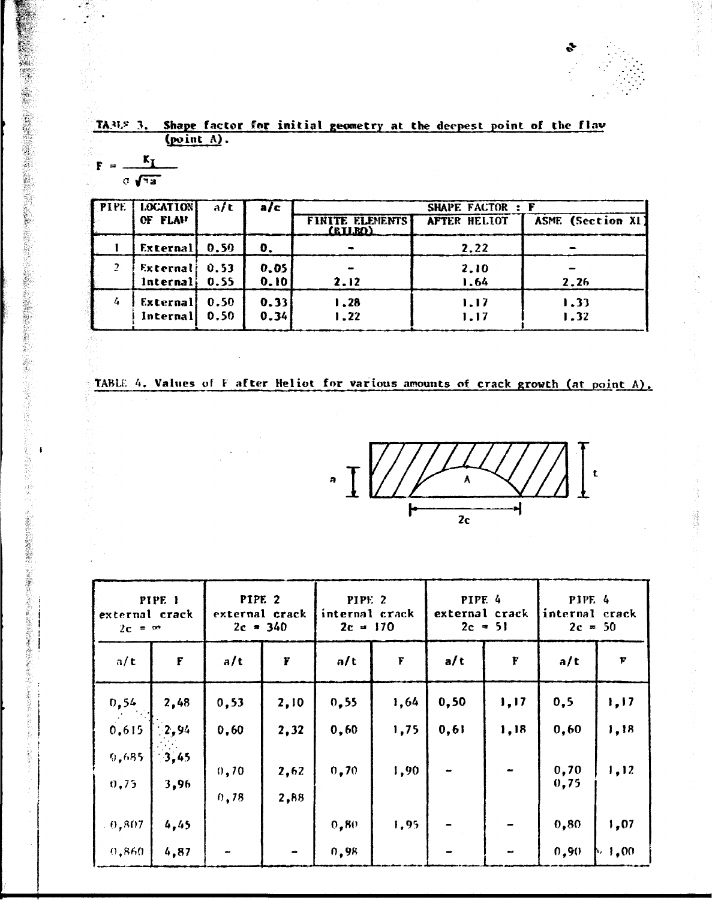TABLE 3. Shape factor for initial geometry at the deepest point of the flaw (point A).

$$F = \frac{K_I}{\sigma \sqrt{\pi a}}$$

| PIPE | LOCATION OF FLAW | a/t | a/c | SHAPE FACTOR : F | | |
|---|---|---|---|---|---|---|
| | | | | FINITE ELEMENTS (BILBO) | AFTER HELIOT | ASME (Section XI) |
| 1 | External | 0.50 | 0. | - | 2.22 | - |
| 2 | External | 0.53 | 0.05 | - | 2.10 | - |
| | Internal | 0.55 | 0.10 | 2.12 | 1.64 | 2.26 |
| 4 | External | 0.50 | 0.33 | 1.28 | 1.17 | 1.33 |
| | Internal | 0.50 | 0.34 | 1.22 | 1.17 | 1.32 |

TABLE 4. Values of F after Heliot for various amounts of crack growth (at point A).

| PIPE 1 external crack $2c = \infty$ | | PIPE 2 external crack $2c = 340$ | | PIPE 2 internal crack $2c = 170$ | | PIPE 4 external crack $2c = 51$ | | PIPE 4 internal crack $2c = 50$ | |
|---|---|---|---|---|---|---|---|---|---|
| a/t | F | a/t | F | a/t | F | a/t | F | a/t | F |
| 0,54 | 2,48 | 0,53 | 2,10 | 0,55 | 1,64 | 0,50 | 1,17 | 0,5 | 1,17 |
| 0,615 | 2,94 | 0,60 | 2,32 | 0,60 | 1,75 | 0,61 | 1,18 | 0,60 | 1,18 |
| 0,685 | 3,45 | | | | | | | | |
| 0,75 | 3,96 | 0,70 | 2,62 | 0,70 | 1,90 | - | - | 0,70 0,75 | 1,12 |
| | | 0,78 | 2,88 | | | | | | |
| 0,807 | 4,45 | | | 0,80 | 1,95 | - | - | 0,80 | 1,07 |
| 0,860 | 4,87 | - | - | 0,98 | | - | - | 0,90 | 1,00 |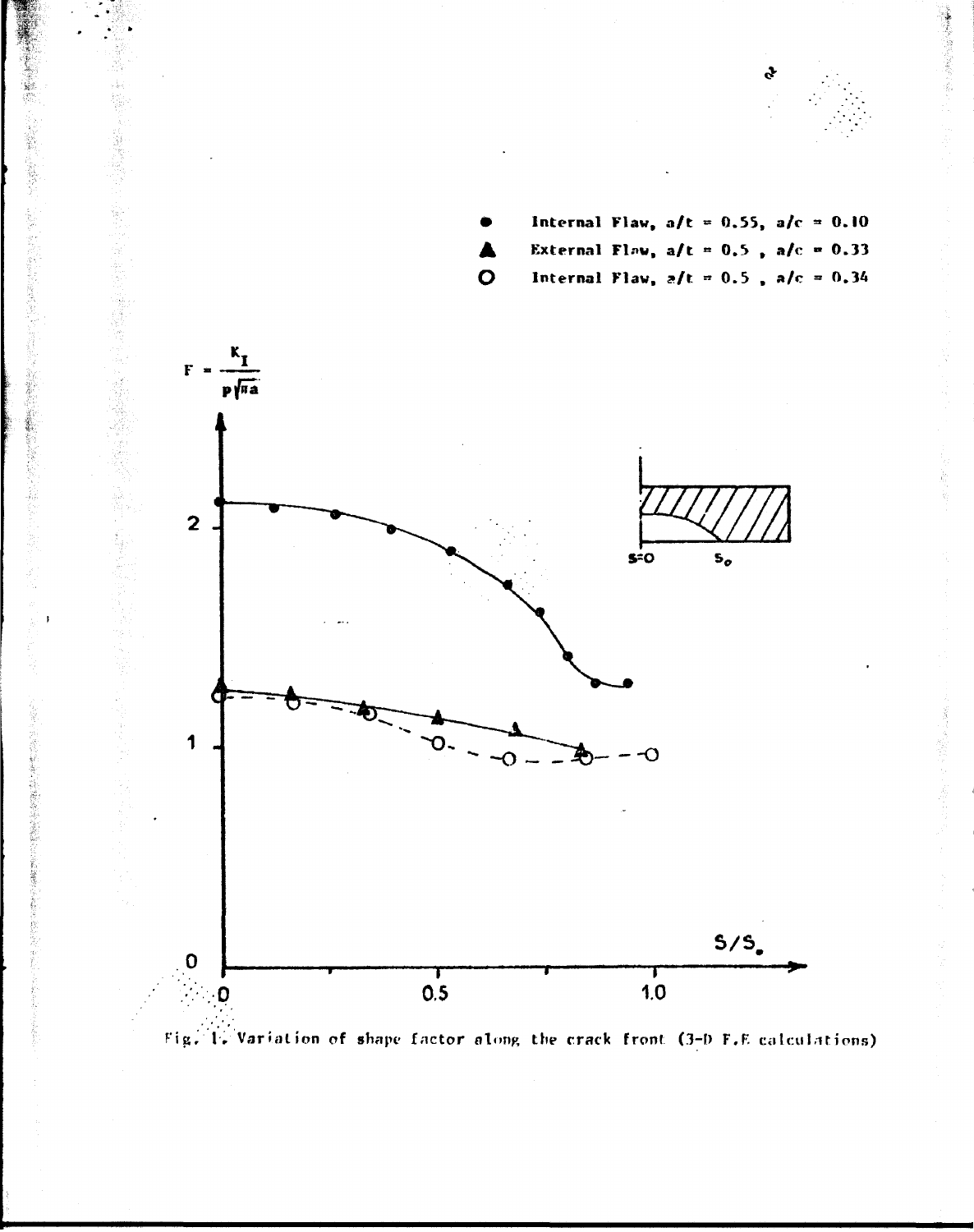● Internal Flaw, $a/t = 0.55$, $a/c = 0.10$

▲ External Flaw, $a/t = 0.5$, $a/c = 0.33$

○ Internal Flaw, $a/t = 0.5$, $a/c = 0.34$

$F = \frac{K_I}{p\sqrt{\pi a}}$

$S = 0$ $S_o$

$S/S_o$

Fig. 1. Variation of shape factor along the crack front (3-D F.E calculations)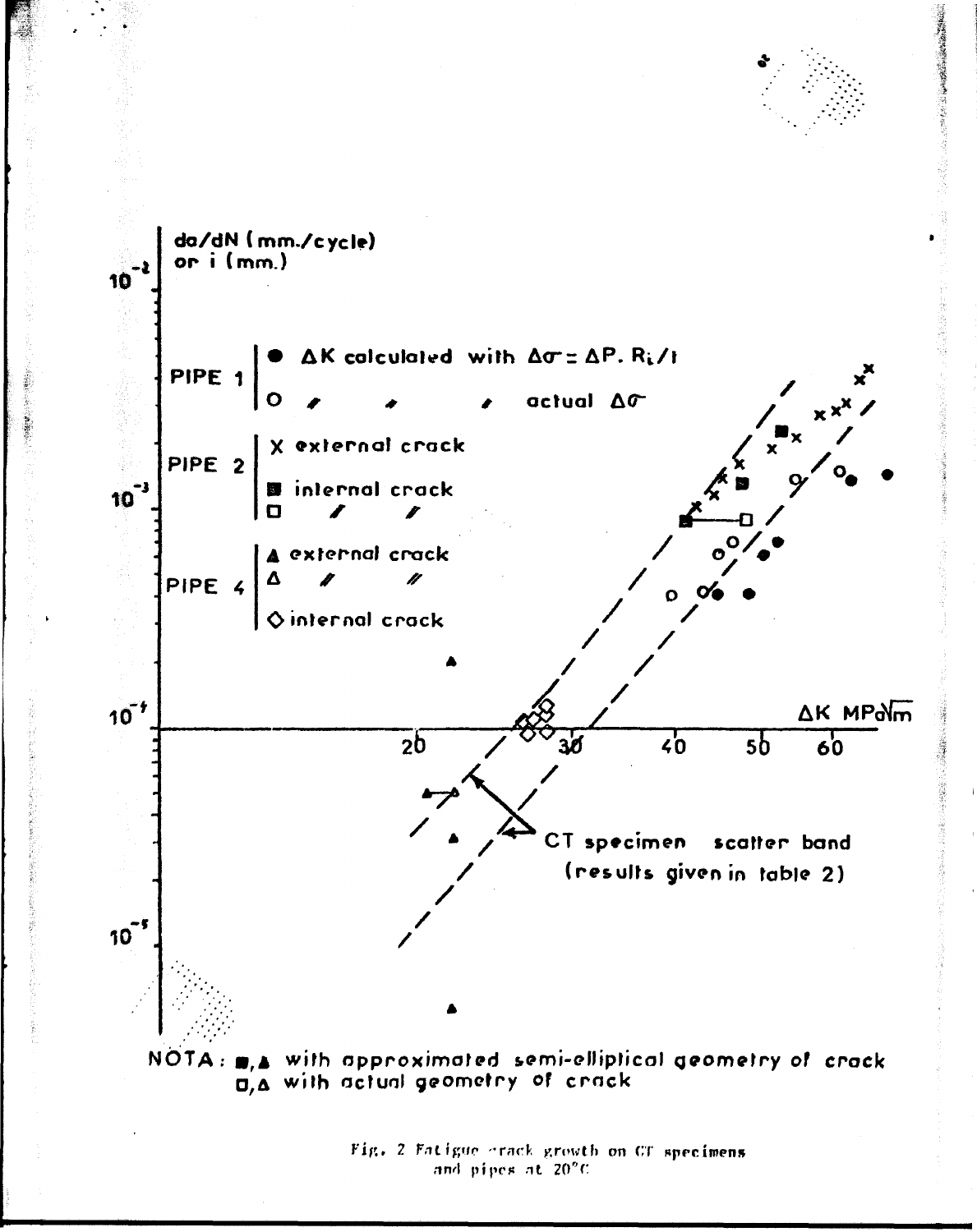da/dN (mm./cycle) or i (mm.)

PIPE 1
- ● $\Delta K$ calculated with $\Delta\sigma = \Delta P \cdot R_i / t$
- ○ " " " actual $\Delta\sigma$

PIPE 2
- X external crack
- ■ internal crack
- □ " "

PIPE 4
- ▲ external crack
- △ " "
- ◇ internal crack

$\Delta K$ MPa$\sqrt{m}$

CT specimen scatter band (results given in table 2)

NOTA : ■, ▲ with approximated semi-elliptical geometry of crack
□, △ with actual geometry of crack

Fig. 2 Fatigue crack growth on CT specimens and pipes at 20°C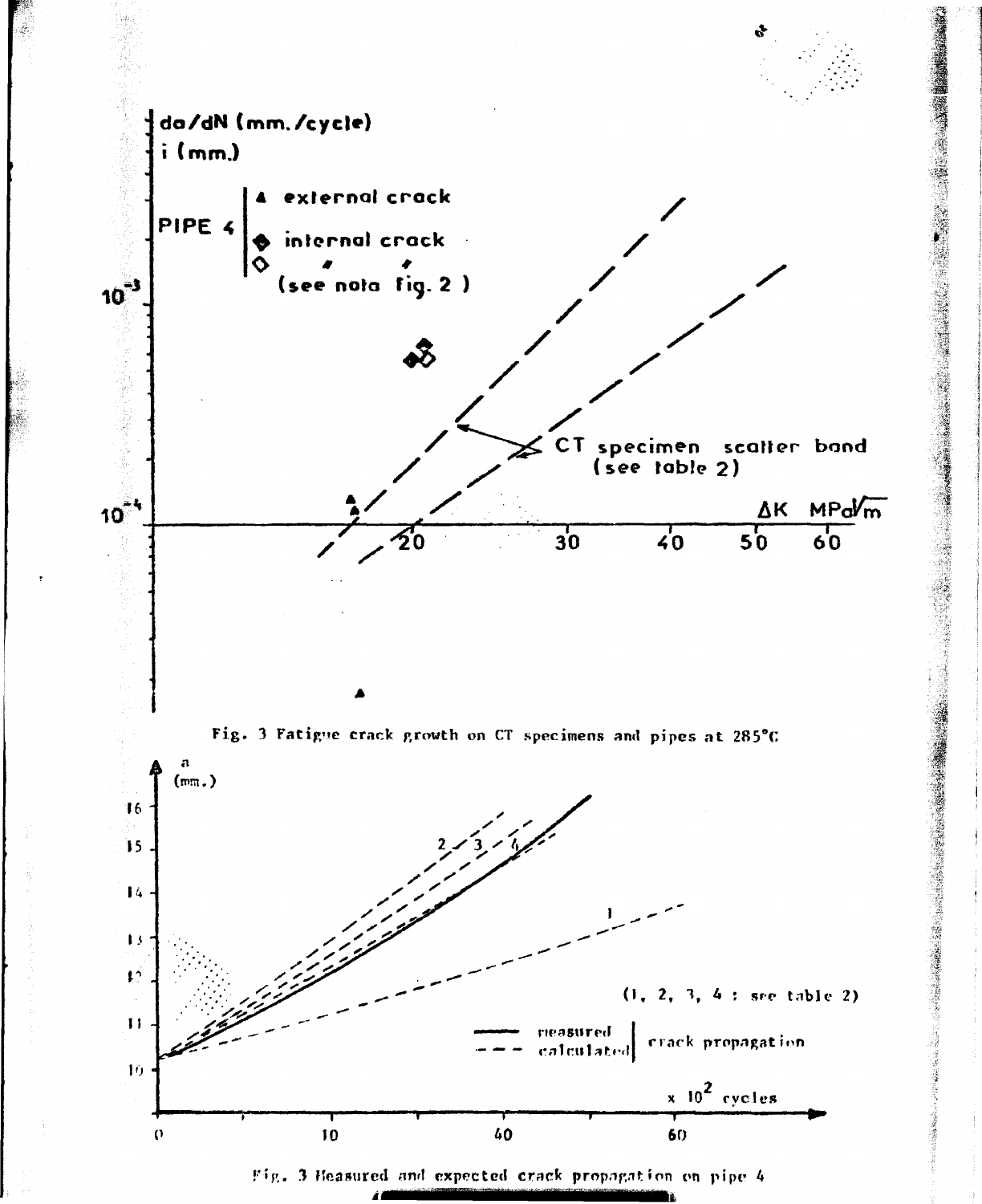da/dN (mm./cycle)

i (mm.)

PIPE 4

▲ external crack

◆ internal crack

◇ " " (see nota fig. 2 )

$10^{-3}$

$10^{-4}$

CT specimen scatter band (see table 2)

ΔK MPa√m

20

30

40

50

60

Fig. 3 Fatigue crack growth on CT specimens and pipes at 285°C

a (mm.)

16

15

14

13

12

11

10

2

3

4

1

(1, 2, 3, 4 : see table 2)

measured | crack propagation

calculated |

x $10^2$ cycles

0

10

40

60

Fig. 3 Measured and expected crack propagation on pipe 4